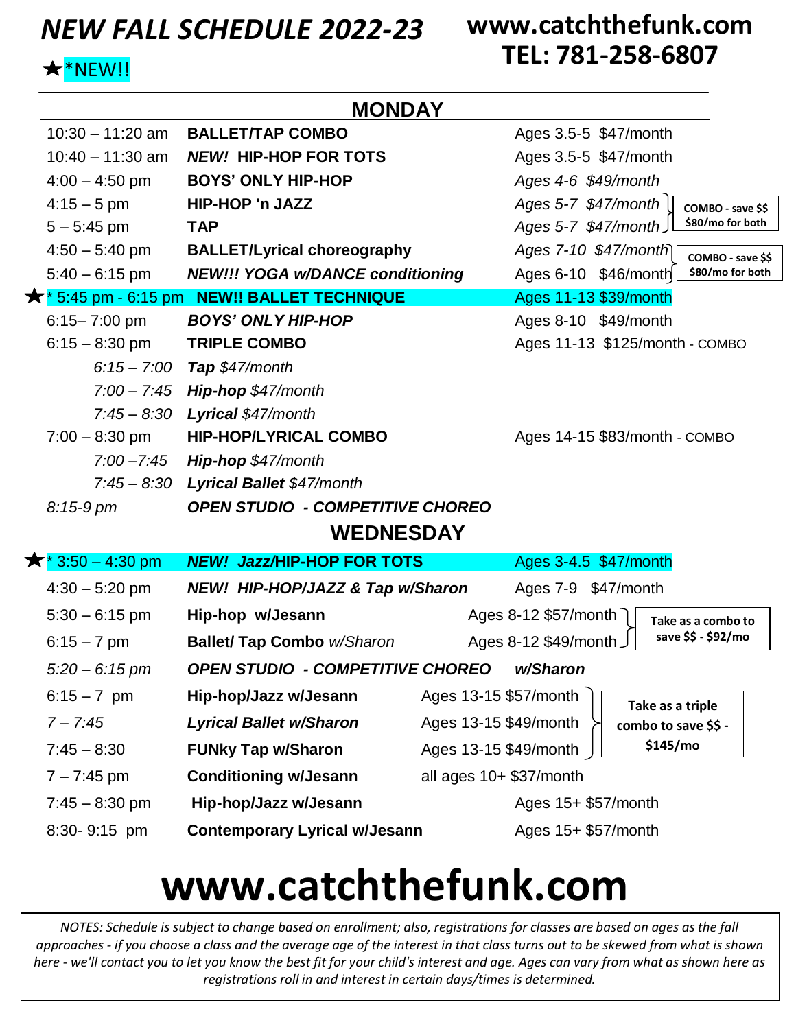# NEW FALL SCHEDULE 2022-23

**www.catchthefunk.com**
**TEL: 781-258-6807**

★*NEW!!

## MONDAY

| Time | Class | Ages/Price | Notes |
|---|---|---|---|
| 10:30 – 11:20 am | **BALLET/TAP COMBO** | Ages 3.5-5 $47/month | |
| 10:40 – 11:30 am | ***NEW!* HIP-HOP FOR TOTS** | Ages 3.5-5 $47/month | |
| 4:00 – 4:50 pm | **BOYS' ONLY HIP-HOP** | *Ages 4-6 $49/month* | |
| 4:15 – 5 pm | **HIP-HOP 'n JAZZ** | *Ages 5-7 $47/month* | **COMBO - save $$ $80/mo for both** |
| 5 – 5:45 pm | **TAP** | *Ages 5-7 $47/month* | |
| 4:50 – 5:40 pm | **BALLET/Lyrical choreography** | *Ages 7-10 $47/month* | **COMBO - save $$ $80/mo for both** |
| 5:40 – 6:15 pm | ***NEW!!! YOGA w/DANCE conditioning*** | Ages 6-10 $46/month | |
| ★* 5:45 pm - 6:15 pm | **NEW!! BALLET TECHNIQUE** | Ages 11-13 $39/month | |
| 6:15– 7:00 pm | ***BOYS' ONLY HIP-HOP*** | Ages 8-10 $49/month | |
| 6:15 – 8:30 pm | **TRIPLE COMBO** | Ages 11-13 $125/month - COMBO | |
| *6:15 – 7:00* | ***Tap** $47/month* | | |
| *7:00 – 7:45* | ***Hip-hop** $47/month* | | |
| *7:45 – 8:30* | ***Lyrical** $47/month* | | |
| 7:00 – 8:30 pm | **HIP-HOP/LYRICAL COMBO** | Ages 14-15 $83/month - COMBO | |
| *7:00 –7:45* | ***Hip-hop** $47/month* | | |
| *7:45 – 8:30* | ***Lyrical Ballet** $47/month* | | |
| *8:15-9 pm* | ***OPEN STUDIO - COMPETITIVE CHOREO*** | | |

## WEDNESDAY

| Time | Class | Ages/Price | Notes |
|---|---|---|---|
| ★* 3:50 – 4:30 pm | ***NEW! Jazz*/HIP-HOP FOR TOTS** | Ages 3-4.5 $47/month | |
| 4:30 – 5:20 pm | ***NEW! HIP-HOP/JAZZ & Tap w/Sharon*** | Ages 7-9 $47/month | |
| 5:30 – 6:15 pm | **Hip-hop w/Jesann** | Ages 8-12 $57/month | **Take as a combo to save $$ - $92/mo** |
| 6:15 – 7 pm | **Ballet/ Tap Combo** *w/Sharon* | Ages 8-12 $49/month | |
| *5:20 – 6:15 pm* | ***OPEN STUDIO - COMPETITIVE CHOREO*** | ***w/Sharon*** | |
| 6:15 – 7 pm | **Hip-hop/Jazz w/Jesann** | Ages 13-15 $57/month | **Take as a triple combo to save $$ - $145/mo** |
| *7 – 7:45* | ***Lyrical Ballet w/Sharon*** | Ages 13-15 $49/month | |
| 7:45 – 8:30 | **FUNky Tap w/Sharon** | Ages 13-15 $49/month | |
| 7 – 7:45 pm | **Conditioning w/Jesann** | all ages 10+ $37/month | |
| 7:45 – 8:30 pm | **Hip-hop/Jazz w/Jesann** | Ages 15+ $57/month | |
| 8:30- 9:15 pm | **Contemporary Lyrical w/Jesann** | Ages 15+ $57/month | |

# www.catchthefunk.com

*NOTES: Schedule is subject to change based on enrollment; also, registrations for classes are based on ages as the fall approaches - if you choose a class and the average age of the interest in that class turns out to be skewed from what is shown here - we'll contact you to let you know the best fit for your child's interest and age. Ages can vary from what as shown here as registrations roll in and interest in certain days/times is determined.*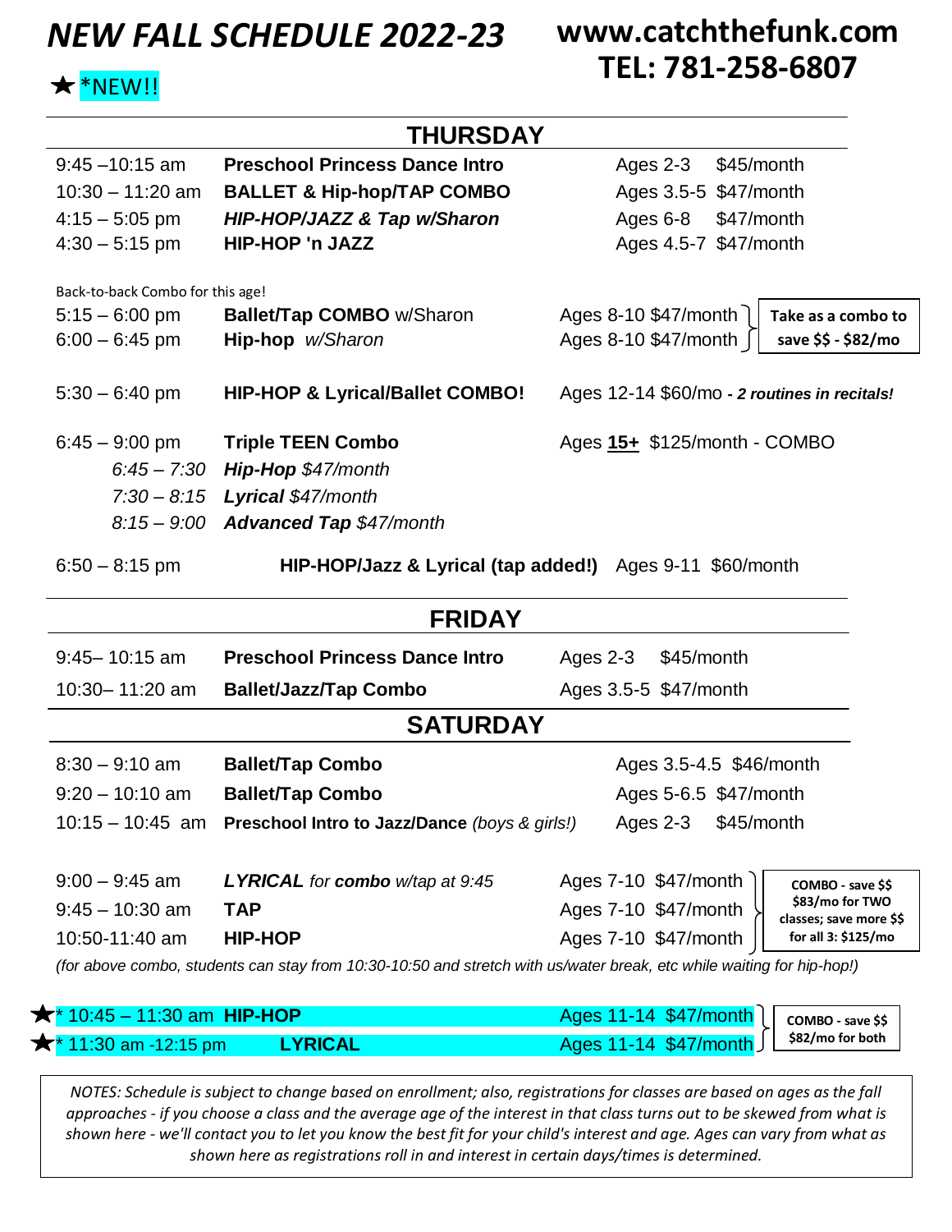# *NEW FALL SCHEDULE 2022-23*

**www.catchthefunk.com**
**TEL: 781-258-6807**

★ *NEW!!

## THURSDAY

| | | |
|---|---|---|
| 9:45 –10:15 am | **Preschool Princess Dance Intro** | Ages 2-3 $45/month |
| 10:30 – 11:20 am | **BALLET & Hip-hop/TAP COMBO** | Ages 3.5-5 $47/month |
| 4:15 – 5:05 pm | ***HIP-HOP/JAZZ & Tap w/Sharon*** | Ages 6-8 $47/month |
| 4:30 – 5:15 pm | **HIP-HOP 'n JAZZ** | Ages 4.5-7 $47/month |

Back-to-back Combo for this age!

| | | | |
|---|---|---|---|
| 5:15 – 6:00 pm | **Ballet/Tap COMBO** w/Sharon | Ages 8-10 $47/month | **Take as a combo to save $$ - $82/mo** |
| 6:00 – 6:45 pm | **Hip-hop** *w/Sharon* | Ages 8-10 $47/month | |

5:30 – 6:40 pm **HIP-HOP & Lyrical/Ballet COMBO!** Ages 12-14 $60/mo ***- 2 routines in recitals!***

6:45 – 9:00 pm **Triple TEEN Combo** Ages **15+** $125/month - COMBO

- *6:45 – 7:30* ***Hip-Hop*** *$47/month*
- *7:30 – 8:15* ***Lyrical*** *$47/month*
- *8:15 – 9:00* ***Advanced Tap*** *$47/month*

6:50 – 8:15 pm **HIP-HOP/Jazz & Lyrical (tap added!)** Ages 9-11 $60/month

## FRIDAY

| | | |
|---|---|---|
| 9:45– 10:15 am | **Preschool Princess Dance Intro** | Ages 2-3 $45/month |
| 10:30– 11:20 am | **Ballet/Jazz/Tap Combo** | Ages 3.5-5 $47/month |

## SATURDAY

| | | |
|---|---|---|
| 8:30 – 9:10 am | **Ballet/Tap Combo** | Ages 3.5-4.5 $46/month |
| 9:20 – 10:10 am | **Ballet/Tap Combo** | Ages 5-6.5 $47/month |
| 10:15 – 10:45 am | **Preschool Intro to Jazz/Dance** *(boys & girls!)* | Ages 2-3 $45/month |

| | | | |
|---|---|---|---|
| 9:00 – 9:45 am | ***LYRICAL*** *for **combo** w/tap at 9:45* | Ages 7-10 $47/month | **COMBO - save $$ $83/mo for TWO classes; save more $$ for all 3: $125/mo** |
| 9:45 – 10:30 am | **TAP** | Ages 7-10 $47/month | |
| 10:50-11:40 am | **HIP-HOP** | Ages 7-10 $47/month | |

*(for above combo, students can stay from 10:30-10:50 and stretch with us/water break, etc while waiting for hip-hop!)*

| | | | |
|---|---|---|---|
| ★* 10:45 – 11:30 am | **HIP-HOP** | Ages 11-14 $47/month | **COMBO - save $$ $82/mo for both** |
| ★* 11:30 am -12:15 pm | **LYRICAL** | Ages 11-14 $47/month | |

*NOTES: Schedule is subject to change based on enrollment; also, registrations for classes are based on ages as the fall approaches - if you choose a class and the average age of the interest in that class turns out to be skewed from what is shown here - we'll contact you to let you know the best fit for your child's interest and age. Ages can vary from what as shown here as registrations roll in and interest in certain days/times is determined.*